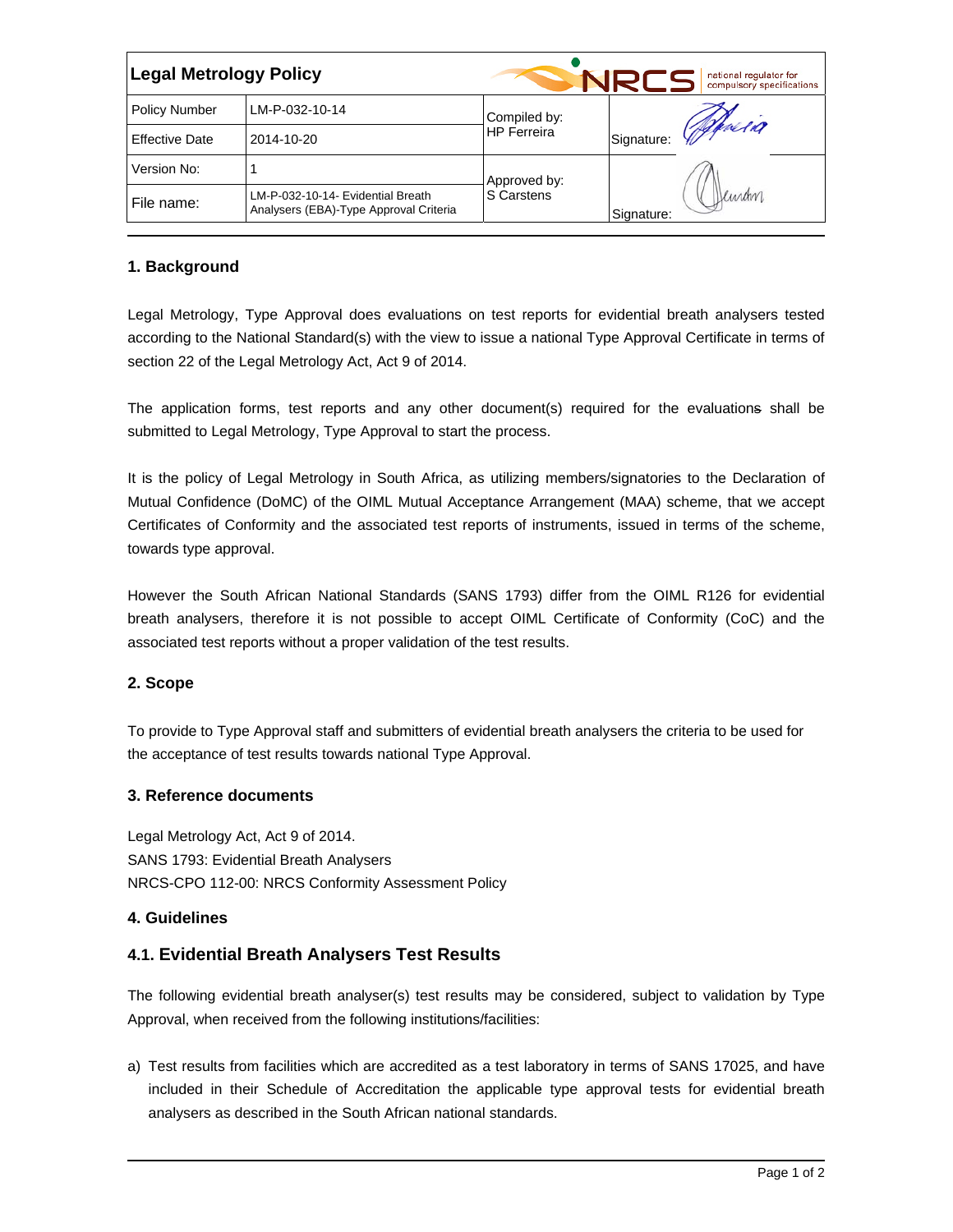| Legal Metrology Policy | | NRCS national regulator for compulsory specifications | |
|---|---|---|---|
| Policy Number | LM-P-032-10-14 | Compiled by: HP Ferreira | Signature: |
| Effective Date | 2014-10-20 | | |
| Version No: | 1 | Approved by: S Carstens | Signature: |
| File name: | LM-P-032-10-14- Evidential Breath Analysers (EBA)-Type Approval Criteria | | |

## 1. Background

Legal Metrology, Type Approval does evaluations on test reports for evidential breath analysers tested according to the National Standard(s) with the view to issue a national Type Approval Certificate in terms of section 22 of the Legal Metrology Act, Act 9 of 2014.

The application forms, test reports and any other document(s) required for the evaluations shall be submitted to Legal Metrology, Type Approval to start the process.

It is the policy of Legal Metrology in South Africa, as utilizing members/signatories to the Declaration of Mutual Confidence (DoMC) of the OIML Mutual Acceptance Arrangement (MAA) scheme, that we accept Certificates of Conformity and the associated test reports of instruments, issued in terms of the scheme, towards type approval.

However the South African National Standards (SANS 1793) differ from the OIML R126 for evidential breath analysers, therefore it is not possible to accept OIML Certificate of Conformity (CoC) and the associated test reports without a proper validation of the test results.

## 2. Scope

To provide to Type Approval staff and submitters of evidential breath analysers the criteria to be used for the acceptance of test results towards national Type Approval.

## 3. Reference documents

Legal Metrology Act, Act 9 of 2014.
SANS 1793: Evidential Breath Analysers
NRCS-CPO 112-00: NRCS Conformity Assessment Policy

## 4. Guidelines

### 4.1. Evidential Breath Analysers Test Results

The following evidential breath analyser(s) test results may be considered, subject to validation by Type Approval, when received from the following institutions/facilities:

a) Test results from facilities which are accredited as a test laboratory in terms of SANS 17025, and have included in their Schedule of Accreditation the applicable type approval tests for evidential breath analysers as described in the South African national standards.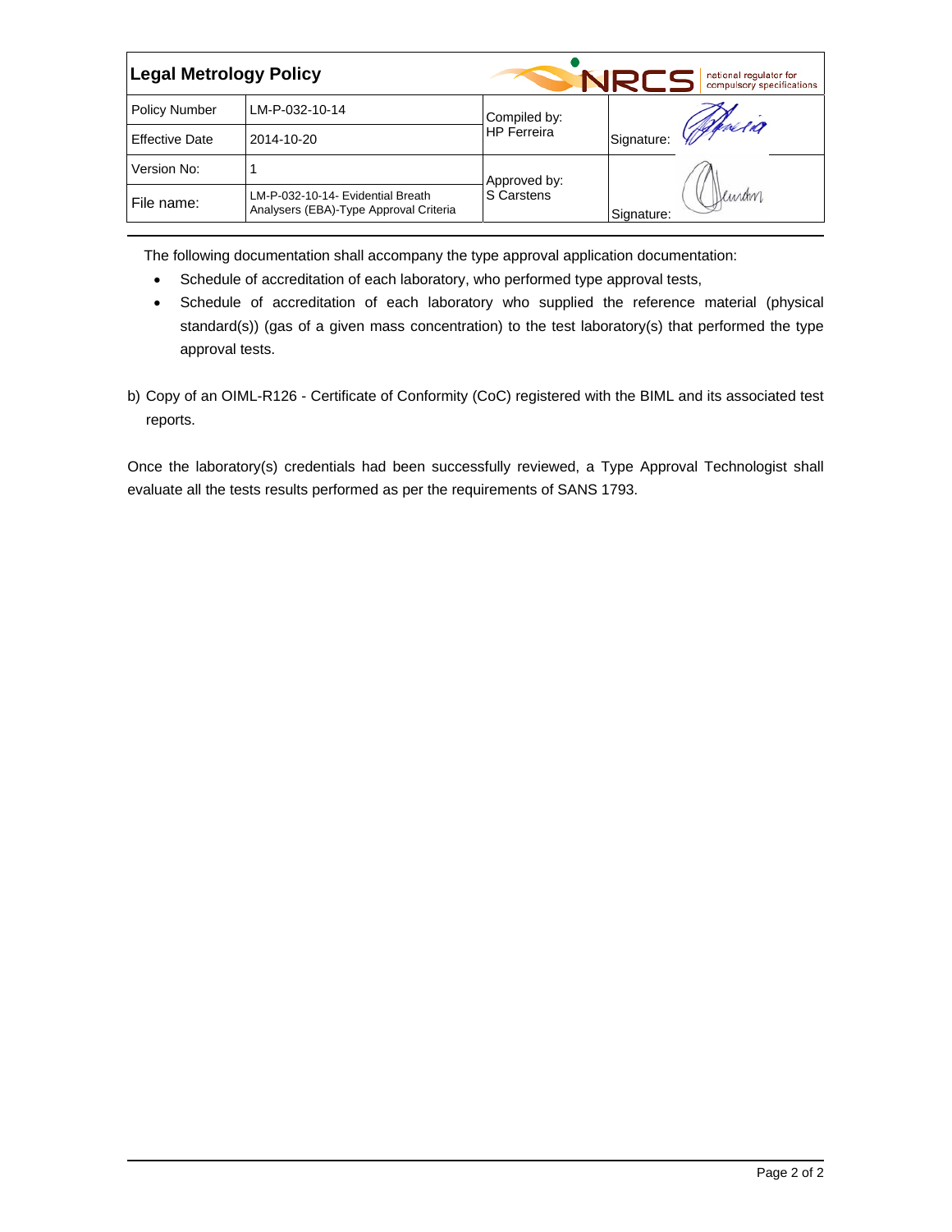The following documentation shall accompany the type approval application documentation:

- Schedule of accreditation of each laboratory, who performed type approval tests,
- Schedule of accreditation of each laboratory who supplied the reference material (physical standard(s)) (gas of a given mass concentration) to the test laboratory(s) that performed the type approval tests.

b) Copy of an OIML-R126 - Certificate of Conformity (CoC) registered with the BIML and its associated test reports.

Once the laboratory(s) credentials had been successfully reviewed, a Type Approval Technologist shall evaluate all the tests results performed as per the requirements of SANS 1793.